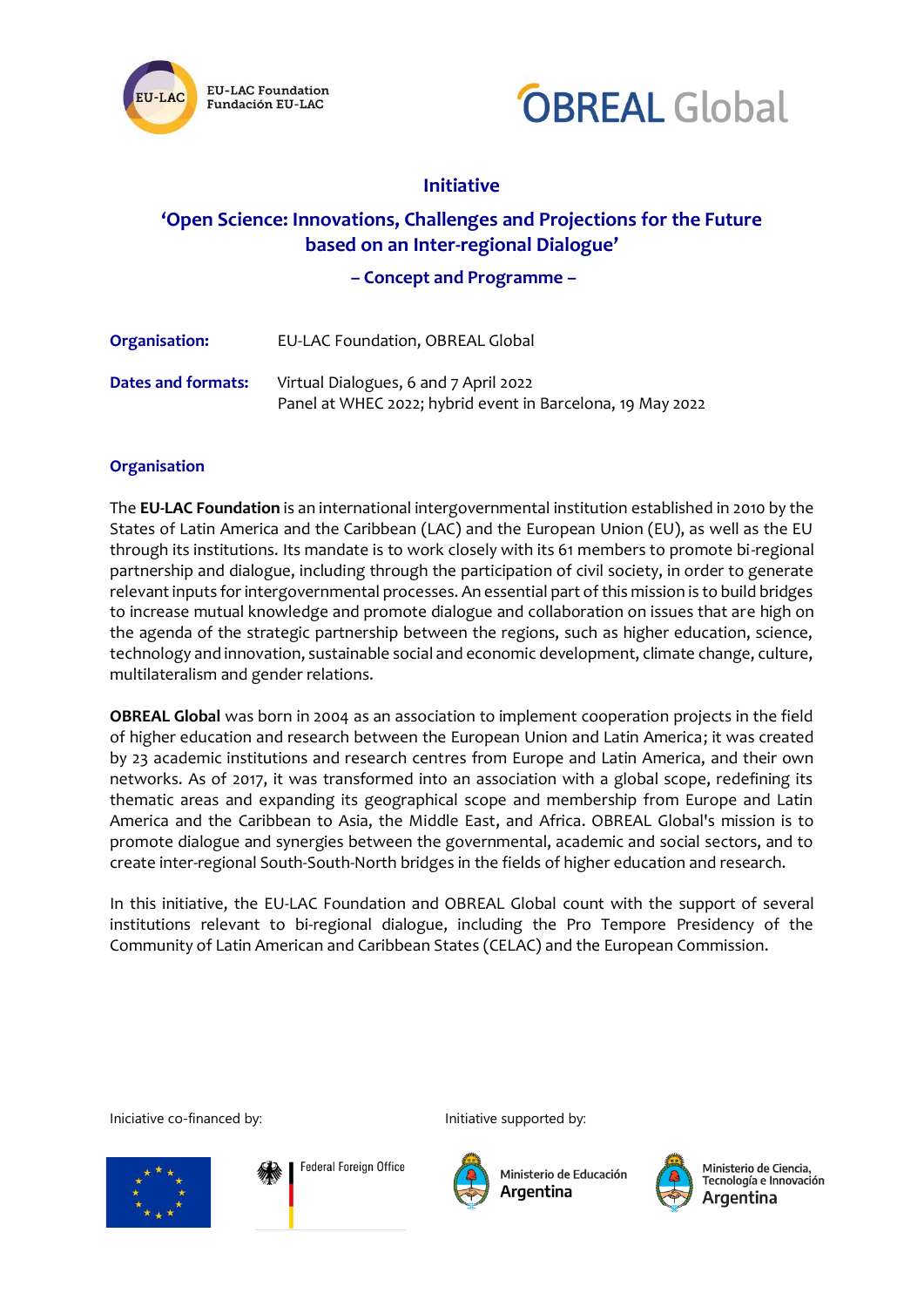EU-LAC Foundation
Fundación EU-LAC

OBREAL Global

## Initiative

# 'Open Science: Innovations, Challenges and Projections for the Future based on an Inter-regional Dialogue'

### – Concept and Programme –

**Organisation:** EU-LAC Foundation, OBREAL Global

**Dates and formats:** Virtual Dialogues, 6 and 7 April 2022
Panel at WHEC 2022; hybrid event in Barcelona, 19 May 2022

## Organisation

The **EU-LAC Foundation** is an international intergovernmental institution established in 2010 by the States of Latin America and the Caribbean (LAC) and the European Union (EU), as well as the EU through its institutions. Its mandate is to work closely with its 61 members to promote bi-regional partnership and dialogue, including through the participation of civil society, in order to generate relevant inputs for intergovernmental processes. An essential part of this mission is to build bridges to increase mutual knowledge and promote dialogue and collaboration on issues that are high on the agenda of the strategic partnership between the regions, such as higher education, science, technology and innovation, sustainable social and economic development, climate change, culture, multilateralism and gender relations.

**OBREAL Global** was born in 2004 as an association to implement cooperation projects in the field of higher education and research between the European Union and Latin America; it was created by 23 academic institutions and research centres from Europe and Latin America, and their own networks. As of 2017, it was transformed into an association with a global scope, redefining its thematic areas and expanding its geographical scope and membership from Europe and Latin America and the Caribbean to Asia, the Middle East, and Africa. OBREAL Global's mission is to promote dialogue and synergies between the governmental, academic and social sectors, and to create inter-regional South-South-North bridges in the fields of higher education and research.

In this initiative, the EU-LAC Foundation and OBREAL Global count with the support of several institutions relevant to bi-regional dialogue, including the Pro Tempore Presidency of the Community of Latin American and Caribbean States (CELAC) and the European Commission.

Iniciative co-financed by: Federal Foreign Office

Initiative supported by: Ministerio de Educación Argentina; Ministerio de Ciencia, Tecnología e Innovación Argentina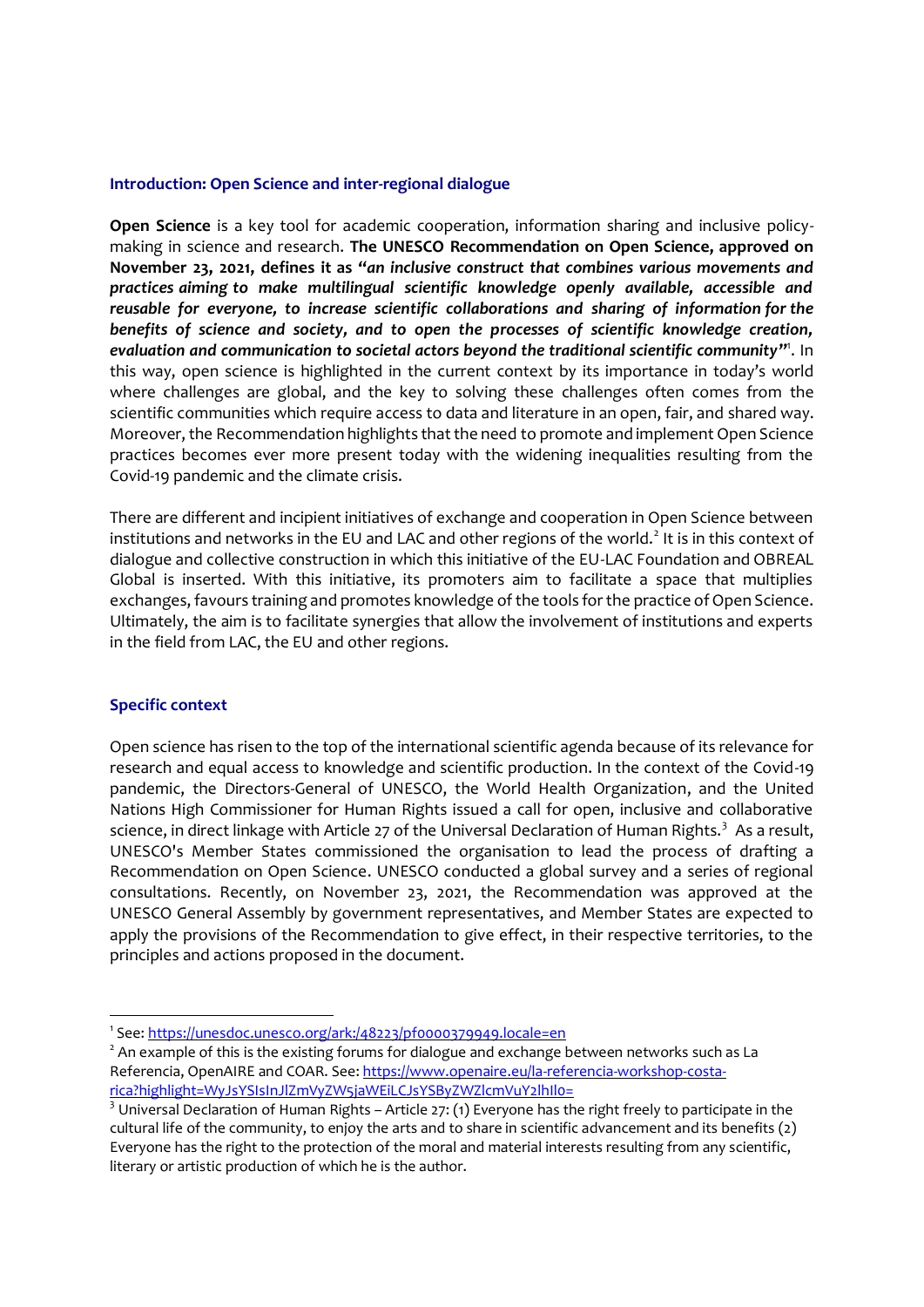### Introduction: Open Science and inter-regional dialogue

**Open Science** is a key tool for academic cooperation, information sharing and inclusive policy-making in science and research. **The UNESCO Recommendation on Open Science, approved on November 23, 2021, defines it as "*an inclusive construct that combines various movements and practices aiming to make multilingual scientific knowledge openly available, accessible and reusable for everyone, to increase scientific collaborations and sharing of information for the benefits of science and society, and to open the processes of scientific knowledge creation, evaluation and communication to societal actors beyond the traditional scientific community*"**[1]. In this way, open science is highlighted in the current context by its importance in today's world where challenges are global, and the key to solving these challenges often comes from the scientific communities which require access to data and literature in an open, fair, and shared way. Moreover, the Recommendation highlights that the need to promote and implement Open Science practices becomes ever more present today with the widening inequalities resulting from the Covid-19 pandemic and the climate crisis.

There are different and incipient initiatives of exchange and cooperation in Open Science between institutions and networks in the EU and LAC and other regions of the world.[2] It is in this context of dialogue and collective construction in which this initiative of the EU-LAC Foundation and OBREAL Global is inserted. With this initiative, its promoters aim to facilitate a space that multiplies exchanges, favours training and promotes knowledge of the tools for the practice of Open Science. Ultimately, the aim is to facilitate synergies that allow the involvement of institutions and experts in the field from LAC, the EU and other regions.

### Specific context

Open science has risen to the top of the international scientific agenda because of its relevance for research and equal access to knowledge and scientific production. In the context of the Covid-19 pandemic, the Directors-General of UNESCO, the World Health Organization, and the United Nations High Commissioner for Human Rights issued a call for open, inclusive and collaborative science, in direct linkage with Article 27 of the Universal Declaration of Human Rights.[3] As a result, UNESCO's Member States commissioned the organisation to lead the process of drafting a Recommendation on Open Science. UNESCO conducted a global survey and a series of regional consultations. Recently, on November 23, 2021, the Recommendation was approved at the UNESCO General Assembly by government representatives, and Member States are expected to apply the provisions of the Recommendation to give effect, in their respective territories, to the principles and actions proposed in the document.

---

[1] See: https://unesdoc.unesco.org/ark:/48223/pf0000379949.locale=en

[2] An example of this is the existing forums for dialogue and exchange between networks such as La Referencia, OpenAIRE and COAR. See: https://www.openaire.eu/la-referencia-workshop-costa-rica?highlight=WyJsYSIsInJlZmVyZW5jaWEiLCJsYSByZWZlcmVuY2lhIl0=

[3] Universal Declaration of Human Rights – Article 27: (1) Everyone has the right freely to participate in the cultural life of the community, to enjoy the arts and to share in scientific advancement and its benefits (2) Everyone has the right to the protection of the moral and material interests resulting from any scientific, literary or artistic production of which he is the author.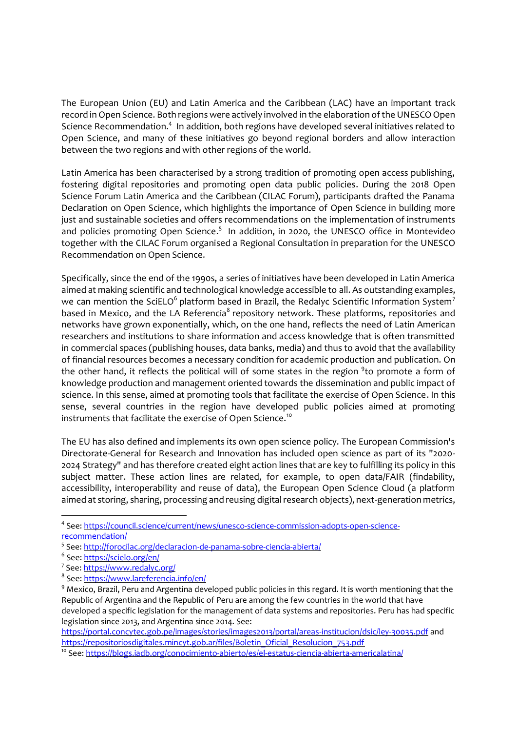The European Union (EU) and Latin America and the Caribbean (LAC) have an important track record in Open Science. Both regions were actively involved in the elaboration of the UNESCO Open Science Recommendation.[4] In addition, both regions have developed several initiatives related to Open Science, and many of these initiatives go beyond regional borders and allow interaction between the two regions and with other regions of the world.

Latin America has been characterised by a strong tradition of promoting open access publishing, fostering digital repositories and promoting open data public policies. During the 2018 Open Science Forum Latin America and the Caribbean (CILAC Forum), participants drafted the Panama Declaration on Open Science, which highlights the importance of Open Science in building more just and sustainable societies and offers recommendations on the implementation of instruments and policies promoting Open Science.[5] In addition, in 2020, the UNESCO office in Montevideo together with the CILAC Forum organised a Regional Consultation in preparation for the UNESCO Recommendation on Open Science.

Specifically, since the end of the 1990s, a series of initiatives have been developed in Latin America aimed at making scientific and technological knowledge accessible to all. As outstanding examples, we can mention the SciELO[6] platform based in Brazil, the Redalyc Scientific Information System[7] based in Mexico, and the LA Referencia[8] repository network. These platforms, repositories and networks have grown exponentially, which, on the one hand, reflects the need of Latin American researchers and institutions to share information and access knowledge that is often transmitted in commercial spaces (publishing houses, data banks, media) and thus to avoid that the availability of financial resources becomes a necessary condition for academic production and publication. On the other hand, it reflects the political will of some states in the region [9]to promote a form of knowledge production and management oriented towards the dissemination and public impact of science. In this sense, aimed at promoting tools that facilitate the exercise of Open Science. In this sense, several countries in the region have developed public policies aimed at promoting instruments that facilitate the exercise of Open Science.[10]

The EU has also defined and implements its own open science policy. The European Commission's Directorate-General for Research and Innovation has included open science as part of its "2020-2024 Strategy" and has therefore created eight action lines that are key to fulfilling its policy in this subject matter. These action lines are related, for example, to open data/FAIR (findability, accessibility, interoperability and reuse of data), the European Open Science Cloud (a platform aimed at storing, sharing, processing and reusing digital research objects), next-generation metrics,

---

[4] See: https://council.science/current/news/unesco-science-commission-adopts-open-science-recommendation/

[5] See: http://forocilac.org/declaracion-de-panama-sobre-ciencia-abierta/

[6] See: https://scielo.org/en/

[7] See: https://www.redalyc.org/

[8] See: https://www.lareferencia.info/en/

[9] Mexico, Brazil, Peru and Argentina developed public policies in this regard. It is worth mentioning that the Republic of Argentina and the Republic of Peru are among the few countries in the world that have developed a specific legislation for the management of data systems and repositories. Peru has had specific legislation since 2013, and Argentina since 2014. See: https://portal.concytec.gob.pe/images/stories/images2013/portal/areas-institucion/dsic/ley-30035.pdf and https://repositoriosdigitales.mincyt.gob.ar/files/Boletin_Oficial_Resolucion_753.pdf

[10] See: https://blogs.iadb.org/conocimiento-abierto/es/el-estatus-ciencia-abierta-americalatina/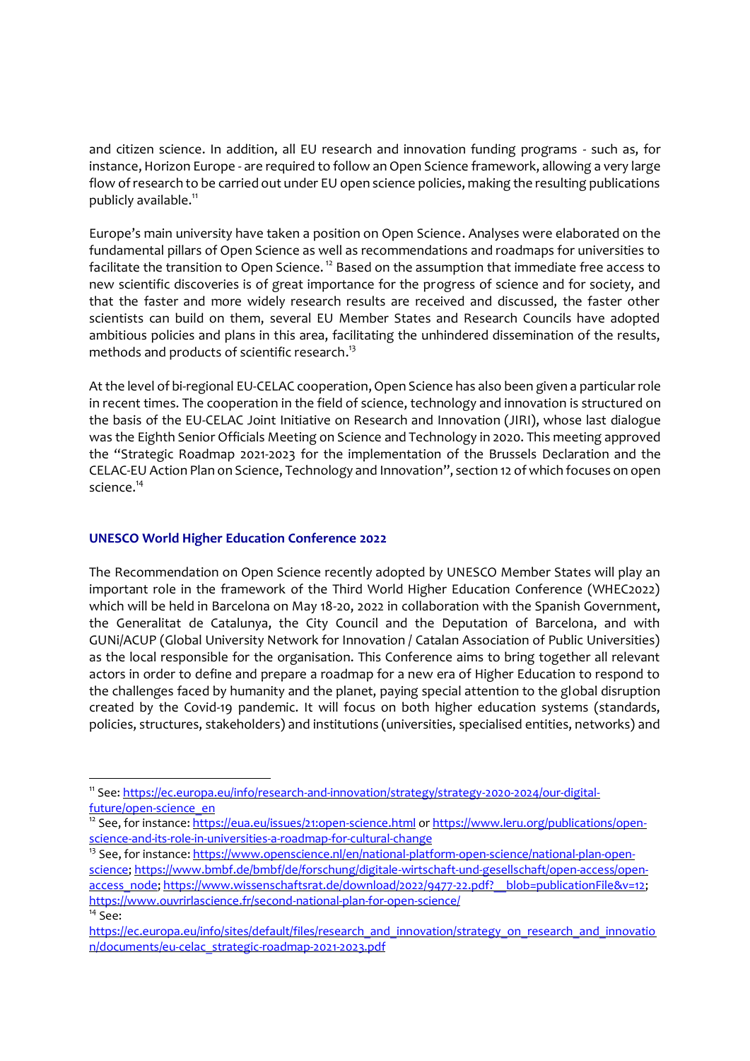and citizen science. In addition, all EU research and innovation funding programs - such as, for instance, Horizon Europe - are required to follow an Open Science framework, allowing a very large flow of research to be carried out under EU open science policies, making the resulting publications publicly available.[11]

Europe's main university have taken a position on Open Science. Analyses were elaborated on the fundamental pillars of Open Science as well as recommendations and roadmaps for universities to facilitate the transition to Open Science. [12] Based on the assumption that immediate free access to new scientific discoveries is of great importance for the progress of science and for society, and that the faster and more widely research results are received and discussed, the faster other scientists can build on them, several EU Member States and Research Councils have adopted ambitious policies and plans in this area, facilitating the unhindered dissemination of the results, methods and products of scientific research.[13]

At the level of bi-regional EU-CELAC cooperation, Open Science has also been given a particular role in recent times. The cooperation in the field of science, technology and innovation is structured on the basis of the EU-CELAC Joint Initiative on Research and Innovation (JIRI), whose last dialogue was the Eighth Senior Officials Meeting on Science and Technology in 2020. This meeting approved the "Strategic Roadmap 2021-2023 for the implementation of the Brussels Declaration and the CELAC-EU Action Plan on Science, Technology and Innovation", section 12 of which focuses on open science.[14]

### UNESCO World Higher Education Conference 2022

The Recommendation on Open Science recently adopted by UNESCO Member States will play an important role in the framework of the Third World Higher Education Conference (WHEC2022) which will be held in Barcelona on May 18-20, 2022 in collaboration with the Spanish Government, the Generalitat de Catalunya, the City Council and the Deputation of Barcelona, and with GUNi/ACUP (Global University Network for Innovation / Catalan Association of Public Universities) as the local responsible for the organisation. This Conference aims to bring together all relevant actors in order to define and prepare a roadmap for a new era of Higher Education to respond to the challenges faced by humanity and the planet, paying special attention to the global disruption created by the Covid-19 pandemic. It will focus on both higher education systems (standards, policies, structures, stakeholders) and institutions (universities, specialised entities, networks) and

---

[11] See: https://ec.europa.eu/info/research-and-innovation/strategy/strategy-2020-2024/our-digital-future/open-science_en

[12] See, for instance: https://eua.eu/issues/21:open-science.html or https://www.leru.org/publications/open-science-and-its-role-in-universities-a-roadmap-for-cultural-change

[13] See, for instance: https://www.openscience.nl/en/national-platform-open-science/national-plan-open-science; https://www.bmbf.de/bmbf/de/forschung/digitale-wirtschaft-und-gesellschaft/open-access/open-access_node; https://www.wissenschaftsrat.de/download/2022/9477-22.pdf?__blob=publicationFile&v=12; https://www.ouvrirlascience.fr/second-national-plan-for-open-science/

[14] See: https://ec.europa.eu/info/sites/default/files/research_and_innovation/strategy_on_research_and_innovation/documents/eu-celac_strategic-roadmap-2021-2023.pdf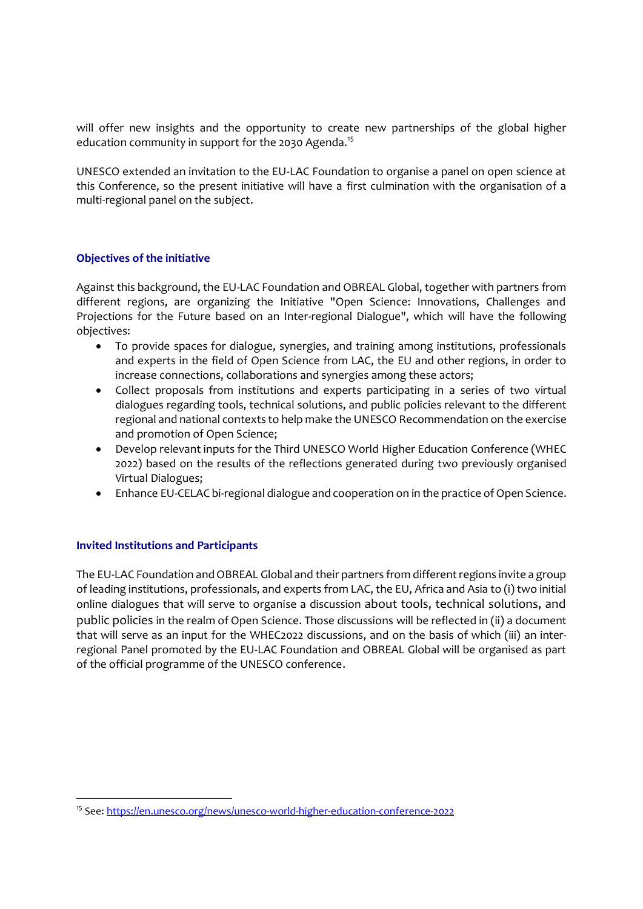will offer new insights and the opportunity to create new partnerships of the global higher education community in support for the 2030 Agenda.[15]

UNESCO extended an invitation to the EU-LAC Foundation to organise a panel on open science at this Conference, so the present initiative will have a first culmination with the organisation of a multi-regional panel on the subject.

### Objectives of the initiative

Against this background, the EU-LAC Foundation and OBREAL Global, together with partners from different regions, are organizing the Initiative "Open Science: Innovations, Challenges and Projections for the Future based on an Inter-regional Dialogue", which will have the following objectives:

- To provide spaces for dialogue, synergies, and training among institutions, professionals and experts in the field of Open Science from LAC, the EU and other regions, in order to increase connections, collaborations and synergies among these actors;
- Collect proposals from institutions and experts participating in a series of two virtual dialogues regarding tools, technical solutions, and public policies relevant to the different regional and national contexts to help make the UNESCO Recommendation on the exercise and promotion of Open Science;
- Develop relevant inputs for the Third UNESCO World Higher Education Conference (WHEC 2022) based on the results of the reflections generated during two previously organised Virtual Dialogues;
- Enhance EU-CELAC bi-regional dialogue and cooperation on in the practice of Open Science.

### Invited Institutions and Participants

The EU-LAC Foundation and OBREAL Global and their partners from different regions invite a group of leading institutions, professionals, and experts from LAC, the EU, Africa and Asia to (i) two initial online dialogues that will serve to organise a discussion about tools, technical solutions, and public policies in the realm of Open Science. Those discussions will be reflected in (ii) a document that will serve as an input for the WHEC2022 discussions, and on the basis of which (iii) an inter-regional Panel promoted by the EU-LAC Foundation and OBREAL Global will be organised as part of the official programme of the UNESCO conference.

---

[15] See: https://en.unesco.org/news/unesco-world-higher-education-conference-2022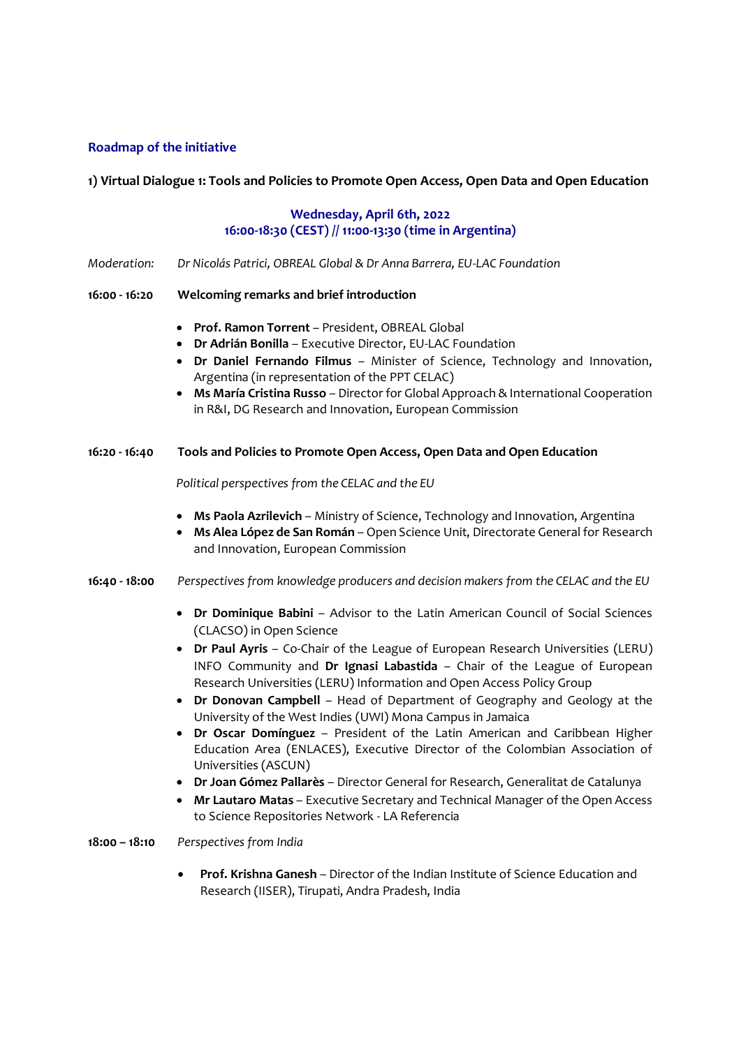## Roadmap of the initiative

### 1) Virtual Dialogue 1: Tools and Policies to Promote Open Access, Open Data and Open Education

**Wednesday, April 6th, 2022**
**16:00-18:30 (CEST) // 11:00-13:30 (time in Argentina)**

*Moderation:* *Dr Nicolás Patrici, OBREAL Global & Dr Anna Barrera, EU-LAC Foundation*

**16:00 - 16:20 Welcoming remarks and brief introduction**

- **Prof. Ramon Torrent** – President, OBREAL Global
- **Dr Adrián Bonilla** – Executive Director, EU-LAC Foundation
- **Dr Daniel Fernando Filmus** – Minister of Science, Technology and Innovation, Argentina (in representation of the PPT CELAC)
- **Ms María Cristina Russo** – Director for Global Approach & International Cooperation in R&I, DG Research and Innovation, European Commission

**16:20 - 16:40 Tools and Policies to Promote Open Access, Open Data and Open Education**

*Political perspectives from the CELAC and the EU*

- **Ms Paola Azrilevich** – Ministry of Science, Technology and Innovation, Argentina
- **Ms Alea López de San Román** – Open Science Unit, Directorate General for Research and Innovation, European Commission

**16:40 - 18:00** *Perspectives from knowledge producers and decision makers from the CELAC and the EU*

- **Dr Dominique Babini** – Advisor to the Latin American Council of Social Sciences (CLACSO) in Open Science
- **Dr Paul Ayris** – Co-Chair of the League of European Research Universities (LERU) INFO Community and **Dr Ignasi Labastida** – Chair of the League of European Research Universities (LERU) Information and Open Access Policy Group
- **Dr Donovan Campbell** – Head of Department of Geography and Geology at the University of the West Indies (UWI) Mona Campus in Jamaica
- **Dr Oscar Domínguez** – President of the Latin American and Caribbean Higher Education Area (ENLACES), Executive Director of the Colombian Association of Universities (ASCUN)
- **Dr Joan Gómez Pallarès** – Director General for Research, Generalitat de Catalunya
- **Mr Lautaro Matas** – Executive Secretary and Technical Manager of the Open Access to Science Repositories Network - LA Referencia

**18:00 – 18:10** *Perspectives from India*

- **Prof. Krishna Ganesh** – Director of the Indian Institute of Science Education and Research (IISER), Tirupati, Andra Pradesh, India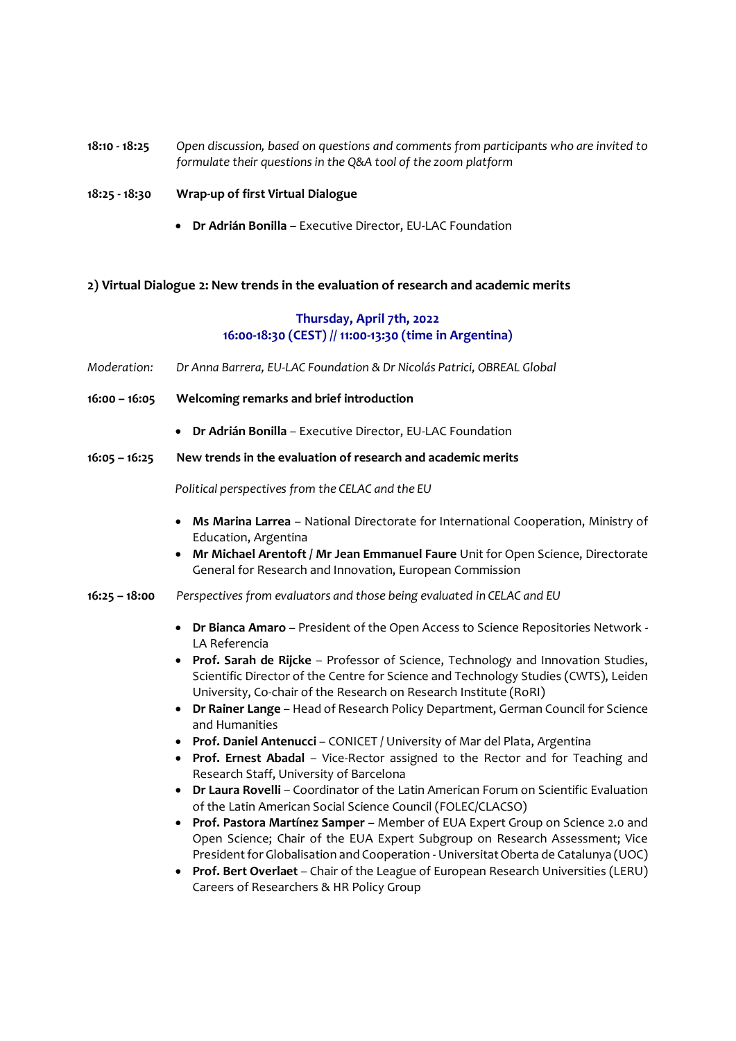**18:10 - 18:25** *Open discussion, based on questions and comments from participants who are invited to formulate their questions in the Q&A tool of the zoom platform*

**18:25 - 18:30** **Wrap-up of first Virtual Dialogue**

- **Dr Adrián Bonilla** – Executive Director, EU-LAC Foundation

## 2) Virtual Dialogue 2: New trends in the evaluation of research and academic merits

**Thursday, April 7th, 2022**
**16:00-18:30 (CEST) // 11:00-13:30 (time in Argentina)**

*Moderation:* *Dr Anna Barrera, EU-LAC Foundation & Dr Nicolás Patrici, OBREAL Global*

**16:00 – 16:05** **Welcoming remarks and brief introduction**

- **Dr Adrián Bonilla** – Executive Director, EU-LAC Foundation

**16:05 – 16:25** **New trends in the evaluation of research and academic merits**

*Political perspectives from the CELAC and the EU*

- **Ms Marina Larrea** – National Directorate for International Cooperation, Ministry of Education, Argentina
- **Mr Michael Arentoft / Mr Jean Emmanuel Faure** Unit for Open Science, Directorate General for Research and Innovation, European Commission

**16:25 – 18:00** *Perspectives from evaluators and those being evaluated in CELAC and EU*

- **Dr Bianca Amaro** – President of the Open Access to Science Repositories Network - LA Referencia
- **Prof. Sarah de Rijcke** – Professor of Science, Technology and Innovation Studies, Scientific Director of the Centre for Science and Technology Studies (CWTS), Leiden University, Co-chair of the Research on Research Institute (RoRI)
- **Dr Rainer Lange** – Head of Research Policy Department, German Council for Science and Humanities
- **Prof. Daniel Antenucci** – CONICET / University of Mar del Plata, Argentina
- **Prof. Ernest Abadal** – Vice-Rector assigned to the Rector and for Teaching and Research Staff, University of Barcelona
- **Dr Laura Rovelli** – Coordinator of the Latin American Forum on Scientific Evaluation of the Latin American Social Science Council (FOLEC/CLACSO)
- **Prof. Pastora Martínez Samper** – Member of EUA Expert Group on Science 2.0 and Open Science; Chair of the EUA Expert Subgroup on Research Assessment; Vice President for Globalisation and Cooperation - Universitat Oberta de Catalunya (UOC)
- **Prof. Bert Overlaet** – Chair of the League of European Research Universities (LERU) Careers of Researchers & HR Policy Group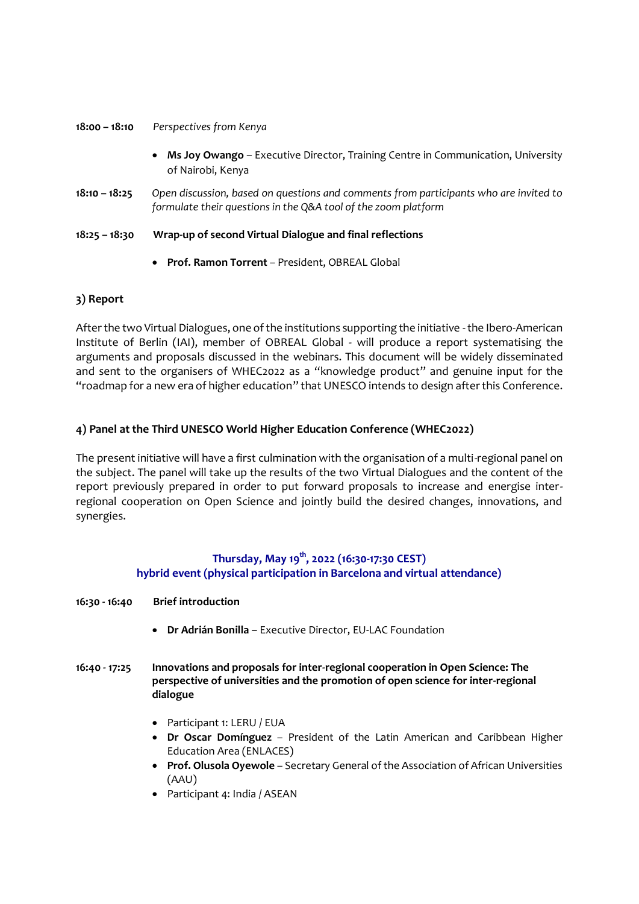**18:00 – 18:10** *Perspectives from Kenya*

- **Ms Joy Owango** – Executive Director, Training Centre in Communication, University of Nairobi, Kenya

**18:10 – 18:25** *Open discussion, based on questions and comments from participants who are invited to formulate their questions in the Q&A tool of the zoom platform*

**18:25 – 18:30** **Wrap-up of second Virtual Dialogue and final reflections**

- **Prof. Ramon Torrent** – President, OBREAL Global

### 3) Report

After the two Virtual Dialogues, one of the institutions supporting the initiative - the Ibero-American Institute of Berlin (IAI), member of OBREAL Global - will produce a report systematising the arguments and proposals discussed in the webinars. This document will be widely disseminated and sent to the organisers of WHEC2022 as a "knowledge product" and genuine input for the "roadmap for a new era of higher education" that UNESCO intends to design after this Conference.

### 4) Panel at the Third UNESCO World Higher Education Conference (WHEC2022)

The present initiative will have a first culmination with the organisation of a multi-regional panel on the subject. The panel will take up the results of the two Virtual Dialogues and the content of the report previously prepared in order to put forward proposals to increase and energise inter-regional cooperation on Open Science and jointly build the desired changes, innovations, and synergies.

**Thursday, May 19th, 2022 (16:30-17:30 CEST)**
**hybrid event (physical participation in Barcelona and virtual attendance)**

**16:30 - 16:40** **Brief introduction**

- **Dr Adrián Bonilla** – Executive Director, EU-LAC Foundation

**16:40 - 17:25** **Innovations and proposals for inter-regional cooperation in Open Science: The perspective of universities and the promotion of open science for inter-regional dialogue**

- Participant 1: LERU / EUA
- **Dr Oscar Domínguez** – President of the Latin American and Caribbean Higher Education Area (ENLACES)
- **Prof. Olusola Oyewole** – Secretary General of the Association of African Universities (AAU)
- Participant 4: India / ASEAN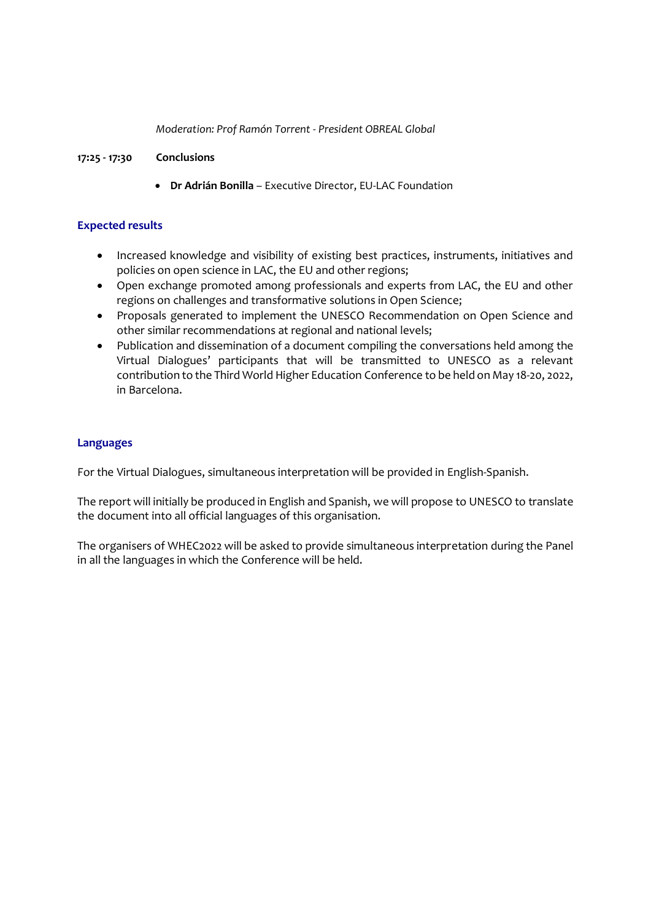*Moderation: Prof Ramón Torrent - President OBREAL Global*

**17:25 - 17:30** **Conclusions**

- **Dr Adrián Bonilla** – Executive Director, EU-LAC Foundation

## Expected results

- Increased knowledge and visibility of existing best practices, instruments, initiatives and policies on open science in LAC, the EU and other regions;
- Open exchange promoted among professionals and experts from LAC, the EU and other regions on challenges and transformative solutions in Open Science;
- Proposals generated to implement the UNESCO Recommendation on Open Science and other similar recommendations at regional and national levels;
- Publication and dissemination of a document compiling the conversations held among the Virtual Dialogues' participants that will be transmitted to UNESCO as a relevant contribution to the Third World Higher Education Conference to be held on May 18-20, 2022, in Barcelona.

## Languages

For the Virtual Dialogues, simultaneous interpretation will be provided in English-Spanish.

The report will initially be produced in English and Spanish, we will propose to UNESCO to translate the document into all official languages of this organisation.

The organisers of WHEC2022 will be asked to provide simultaneous interpretation during the Panel in all the languages in which the Conference will be held.